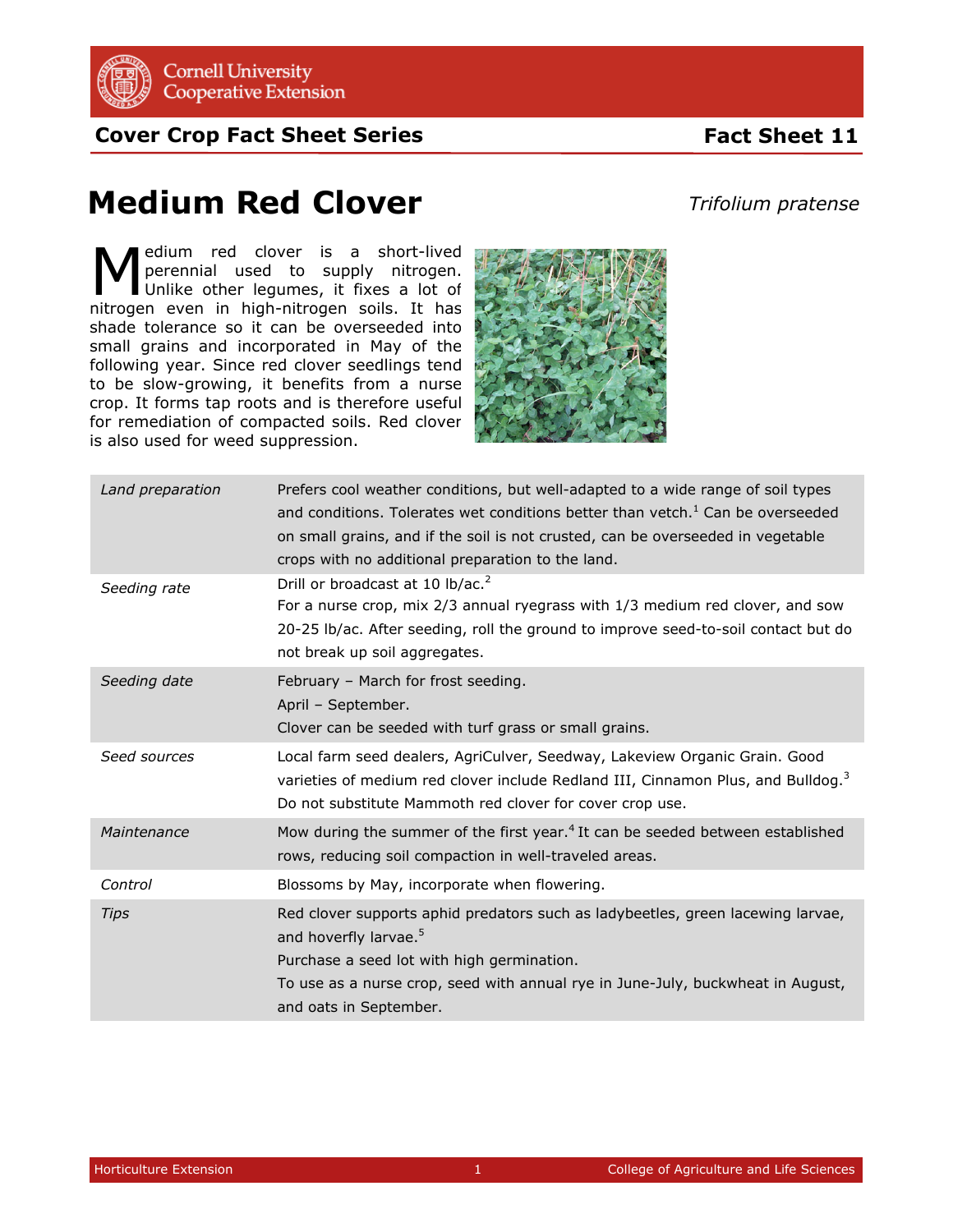Cornell University Cooperative Extension

**Cover Crop Fact Sheet Series** **Fact Sheet 11**

# Medium Red Clover

*Trifolium pratense*

Medium red clover is a short-lived perennial used to supply nitrogen. Unlike other legumes, it fixes a lot of nitrogen even in high-nitrogen soils. It has shade tolerance so it can be overseeded into small grains and incorporated in May of the following year. Since red clover seedlings tend to be slow-growing, it benefits from a nurse crop. It forms tap roots and is therefore useful for remediation of compacted soils. Red clover is also used for weed suppression.

| | |
|---|---|
| *Land preparation* | Prefers cool weather conditions, but well-adapted to a wide range of soil types and conditions. Tolerates wet conditions better than vetch.[1] Can be overseeded on small grains, and if the soil is not crusted, can be overseeded in vegetable crops with no additional preparation to the land. |
| *Seeding rate* | Drill or broadcast at 10 lb/ac.[2]<br>For a nurse crop, mix 2/3 annual ryegrass with 1/3 medium red clover, and sow 20-25 lb/ac. After seeding, roll the ground to improve seed-to-soil contact but do not break up soil aggregates. |
| *Seeding date* | February – March for frost seeding.<br>April – September.<br>Clover can be seeded with turf grass or small grains. |
| *Seed sources* | Local farm seed dealers, AgriCulver, Seedway, Lakeview Organic Grain. Good varieties of medium red clover include Redland III, Cinnamon Plus, and Bulldog.[3]<br>Do not substitute Mammoth red clover for cover crop use. |
| *Maintenance* | Mow during the summer of the first year.[4] It can be seeded between established rows, reducing soil compaction in well-traveled areas. |
| *Control* | Blossoms by May, incorporate when flowering. |
| *Tips* | Red clover supports aphid predators such as ladybeetles, green lacewing larvae, and hoverfly larvae.[5]<br>Purchase a seed lot with high germination.<br>To use as a nurse crop, seed with annual rye in June-July, buckwheat in August, and oats in September. |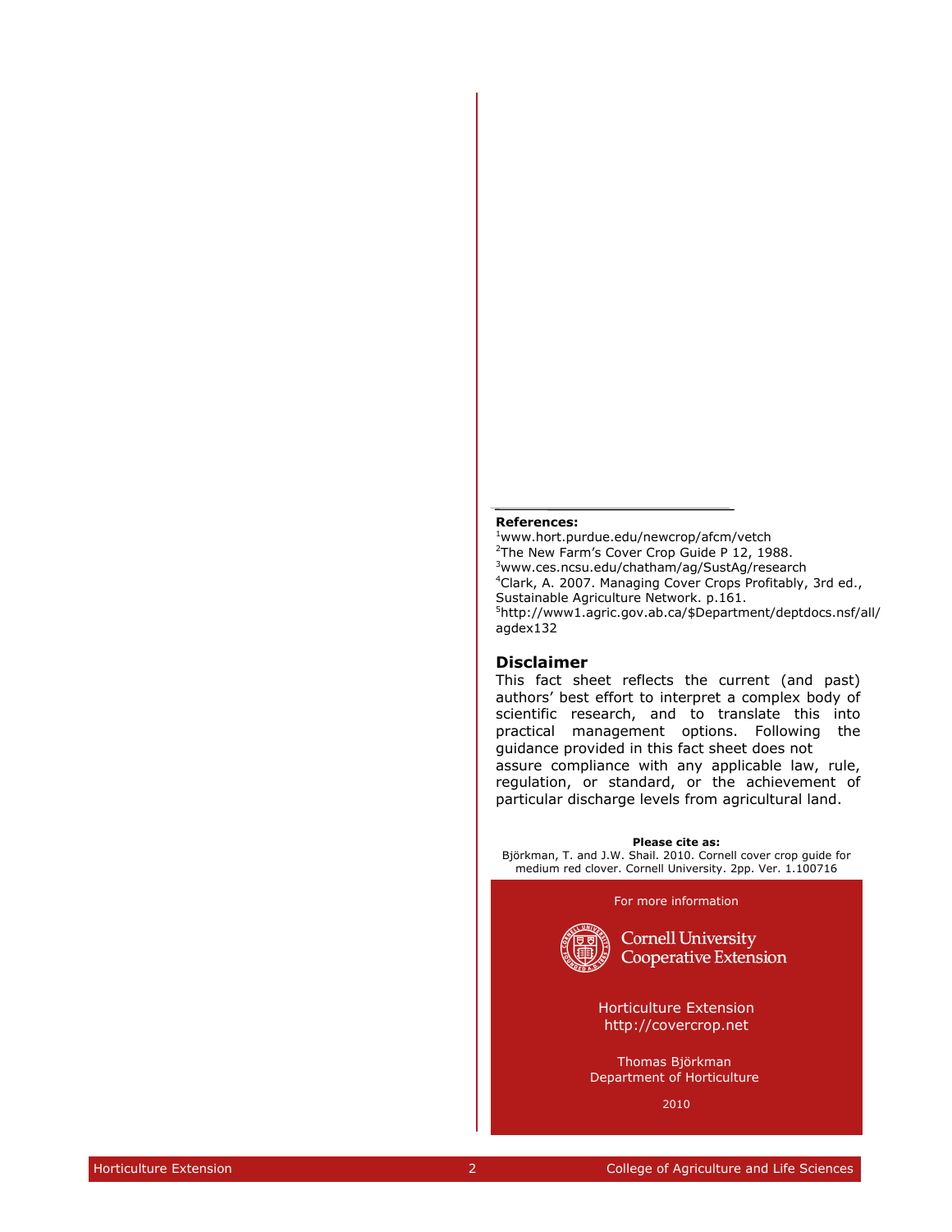**References:**

[1]www.hort.purdue.edu/newcrop/afcm/vetch
[2]The New Farm's Cover Crop Guide P 12, 1988.
[3]www.ces.ncsu.edu/chatham/ag/SustAg/research
[4]Clark, A. 2007. Managing Cover Crops Profitably, 3rd ed., Sustainable Agriculture Network. p.161.
[5]http://www1.agric.gov.ab.ca/$Department/deptdocs.nsf/all/agdex132

## Disclaimer

This fact sheet reflects the current (and past) authors' best effort to interpret a complex body of scientific research, and to translate this into practical management options. Following the guidance provided in this fact sheet does not assure compliance with any applicable law, rule, regulation, or standard, or the achievement of particular discharge levels from agricultural land.

**Please cite as:**
Björkman, T. and J.W. Shail. 2010. Cornell cover crop guide for medium red clover. Cornell University. 2pp. Ver. 1.100716

For more information

Cornell University Cooperative Extension

Horticulture Extension
http://covercrop.net

Thomas Björkman
Department of Horticulture

2010